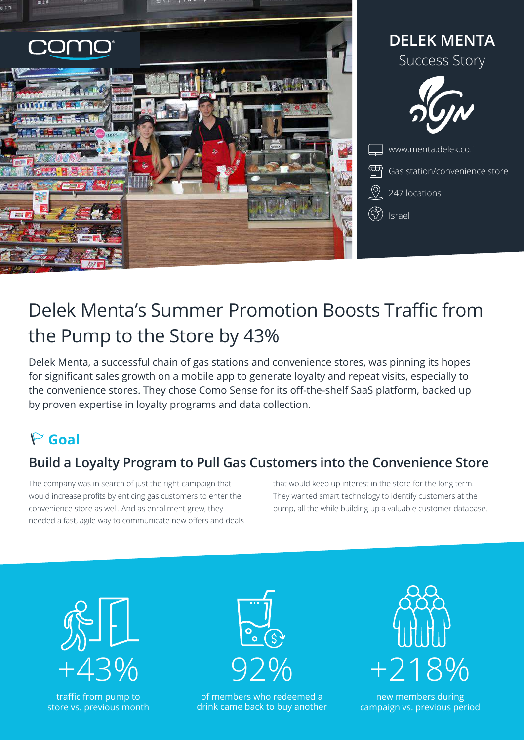# DELEK MENTA

Success Story

www.menta.delek.co.il

Gas station/convenience store

247 locations

Israel

# Delek Menta's Summer Promotion Boosts Traffic from the Pump to the Store by 43%

Delek Menta, a successful chain of gas stations and convenience stores, was pinning its hopes for significant sales growth on a mobile app to generate loyalty and repeat visits, especially to the convenience stores. They chose Como Sense for its off-the-shelf SaaS platform, backed up by proven expertise in loyalty programs and data collection.

## Goal

### Build a Loyalty Program to Pull Gas Customers into the Convenience Store

The company was in search of just the right campaign that would increase profits by enticing gas customers to enter the convenience store as well. And as enrollment grew, they needed a fast, agile way to communicate new offers and deals that would keep up interest in the store for the long term. They wanted smart technology to identify customers at the pump, all the while building up a valuable customer database.

**+43%**
traffic from pump to store vs. previous month

**92%**
of members who redeemed a drink came back to buy another

**+218%**
new members during campaign vs. previous period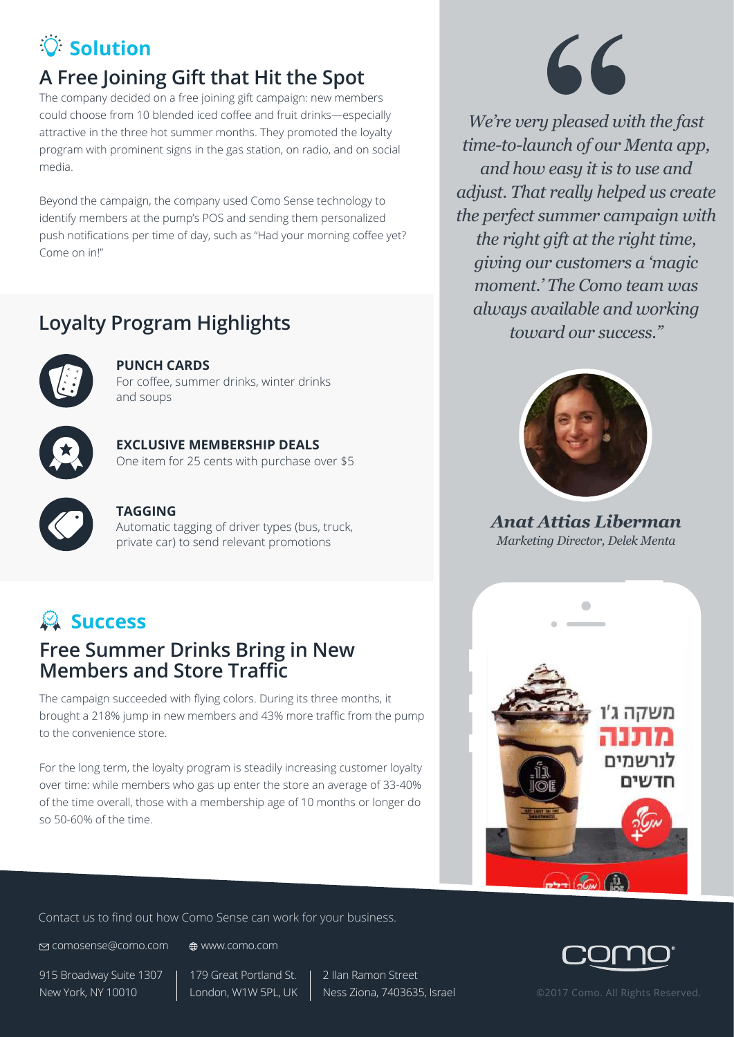## Solution

### A Free Joining Gift that Hit the Spot

The company decided on a free joining gift campaign: new members could choose from 10 blended iced coffee and fruit drinks—especially attractive in the three hot summer months. They promoted the loyalty program with prominent signs in the gas station, on radio, and on social media.

Beyond the campaign, the company used Como Sense technology to identify members at the pump's POS and sending them personalized push notifications per time of day, such as "Had your morning coffee yet? Come on in!"

### Loyalty Program Highlights

**PUNCH CARDS**
For coffee, summer drinks, winter drinks and soups

**EXCLUSIVE MEMBERSHIP DEALS**
One item for 25 cents with purchase over $5

**TAGGING**
Automatic tagging of driver types (bus, truck, private car) to send relevant promotions

## Success

### Free Summer Drinks Bring in New Members and Store Traffic

The campaign succeeded with flying colors. During its three months, it brought a 218% jump in new members and 43% more traffic from the pump to the convenience store.

For the long term, the loyalty program is steadily increasing customer loyalty over time: while members who gas up enter the store an average of 33-40% of the time overall, those with a membership age of 10 months or longer do so 50-60% of the time.

> *We're very pleased with the fast time-to-launch of our Menta app, and how easy it is to use and adjust. That really helped us create the perfect summer campaign with the right gift at the right time, giving our customers a 'magic moment.' The Como team was always available and working toward our success."*

***Anat Attias Liberman***
*Marketing Director, Delek Menta*

משקה ג'ו
מתנה
לנרשמים
חדשים

Contact us to find out how Como Sense can work for your business.

comosense@como.com | www.como.com

915 Broadway Suite 1307
New York, NY 10010

179 Great Portland St.
London, W1W 5PL, UK

2 Ilan Ramon Street
Ness Ziona, 7403635, Israel

como®

©2017 Como. All Rights Reserved.